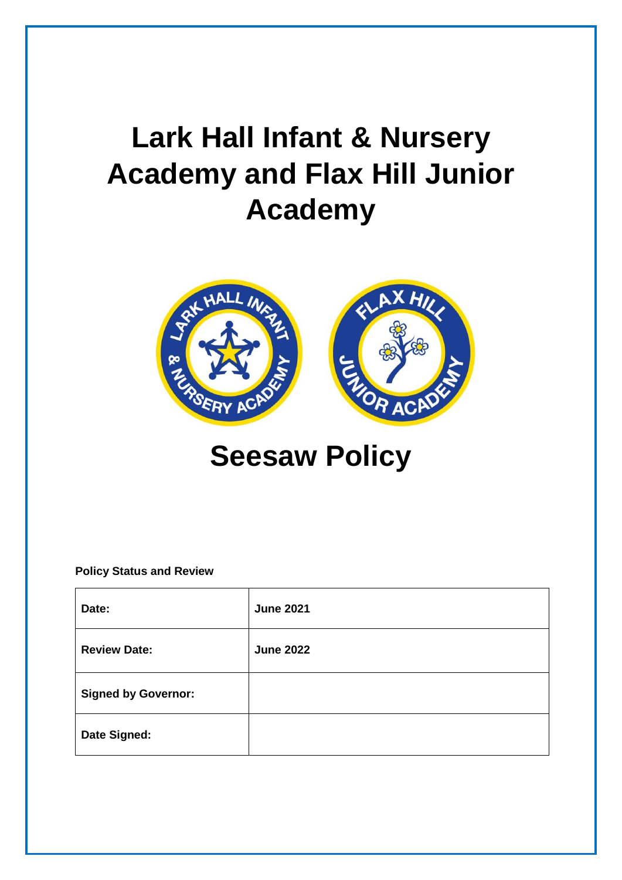# Lark Hall Infant & Nursery Academy and Flax Hill Junior Academy

# Seesaw Policy

**Policy Status and Review**

| **Date:** | **June 2021** |
|---|---|
| **Review Date:** | **June 2022** |
| **Signed by Governor:** | |
| **Date Signed:** | |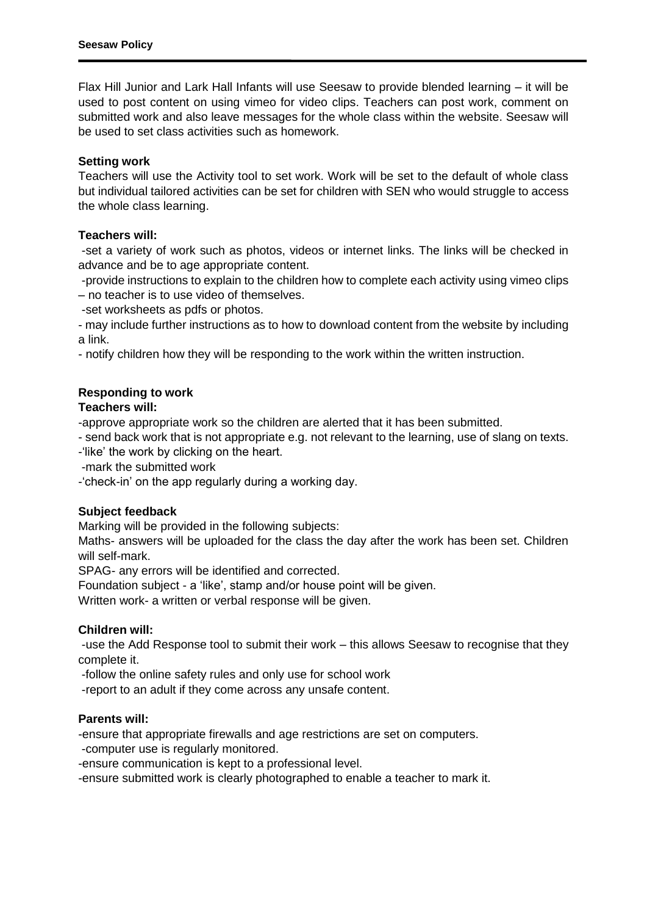**Seesaw Policy**

Flax Hill Junior and Lark Hall Infants will use Seesaw to provide blended learning – it will be used to post content on using vimeo for video clips. Teachers can post work, comment on submitted work and also leave messages for the whole class within the website. Seesaw will be used to set class activities such as homework.

**Setting work**

Teachers will use the Activity tool to set work. Work will be set to the default of whole class but individual tailored activities can be set for children with SEN who would struggle to access the whole class learning.

**Teachers will:**

-set a variety of work such as photos, videos or internet links. The links will be checked in advance and be to age appropriate content.

-provide instructions to explain to the children how to complete each activity using vimeo clips – no teacher is to use video of themselves.

-set worksheets as pdfs or photos.

- may include further instructions as to how to download content from the website by including a link.

- notify children how they will be responding to the work within the written instruction.

**Responding to work**

**Teachers will:**

-approve appropriate work so the children are alerted that it has been submitted.

- send back work that is not appropriate e.g. not relevant to the learning, use of slang on texts.

-'like' the work by clicking on the heart.

-mark the submitted work

-'check-in' on the app regularly during a working day.

**Subject feedback**

Marking will be provided in the following subjects:

Maths- answers will be uploaded for the class the day after the work has been set. Children will self-mark.

SPAG- any errors will be identified and corrected.

Foundation subject - a 'like', stamp and/or house point will be given.

Written work- a written or verbal response will be given.

**Children will:**

-use the Add Response tool to submit their work – this allows Seesaw to recognise that they complete it.

-follow the online safety rules and only use for school work

-report to an adult if they come across any unsafe content.

**Parents will:**

-ensure that appropriate firewalls and age restrictions are set on computers.

-computer use is regularly monitored.

-ensure communication is kept to a professional level.

-ensure submitted work is clearly photographed to enable a teacher to mark it.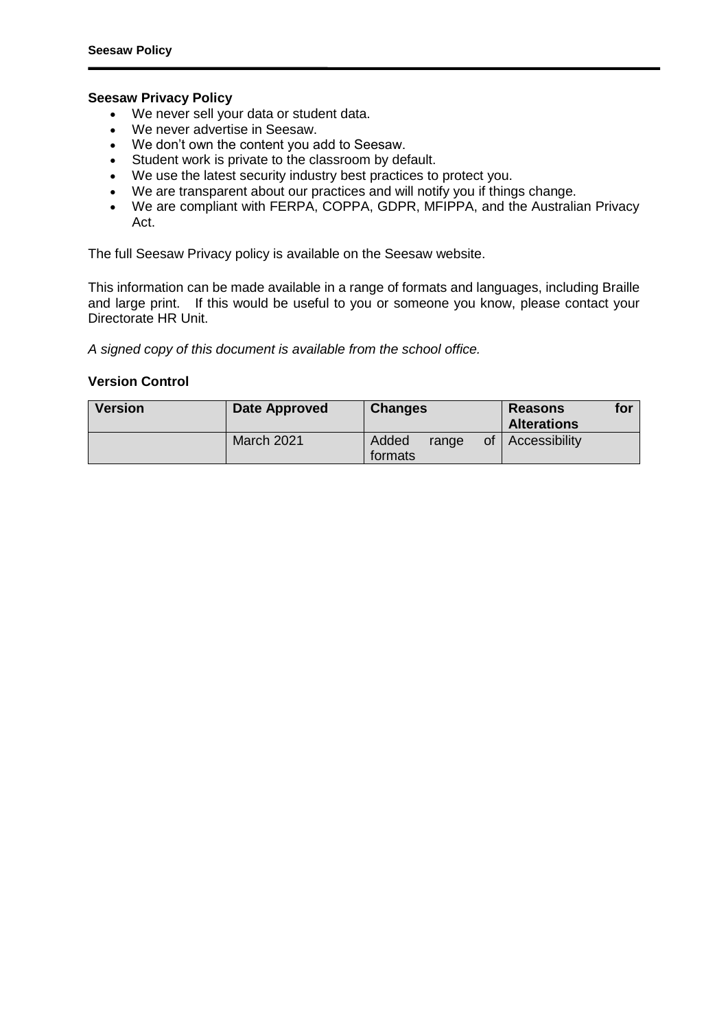**Seesaw Privacy Policy**

- We never sell your data or student data.
- We never advertise in Seesaw.
- We don't own the content you add to Seesaw.
- Student work is private to the classroom by default.
- We use the latest security industry best practices to protect you.
- We are transparent about our practices and will notify you if things change.
- We are compliant with FERPA, COPPA, GDPR, MFIPPA, and the Australian Privacy Act.

The full Seesaw Privacy policy is available on the Seesaw website.

This information can be made available in a range of formats and languages, including Braille and large print. If this would be useful to you or someone you know, please contact your Directorate HR Unit.

*A signed copy of this document is available from the school office.*

**Version Control**

| Version | Date Approved | Changes | Reasons for Alterations |
|---|---|---|---|
| | March 2021 | Added range of formats | Accessibility |